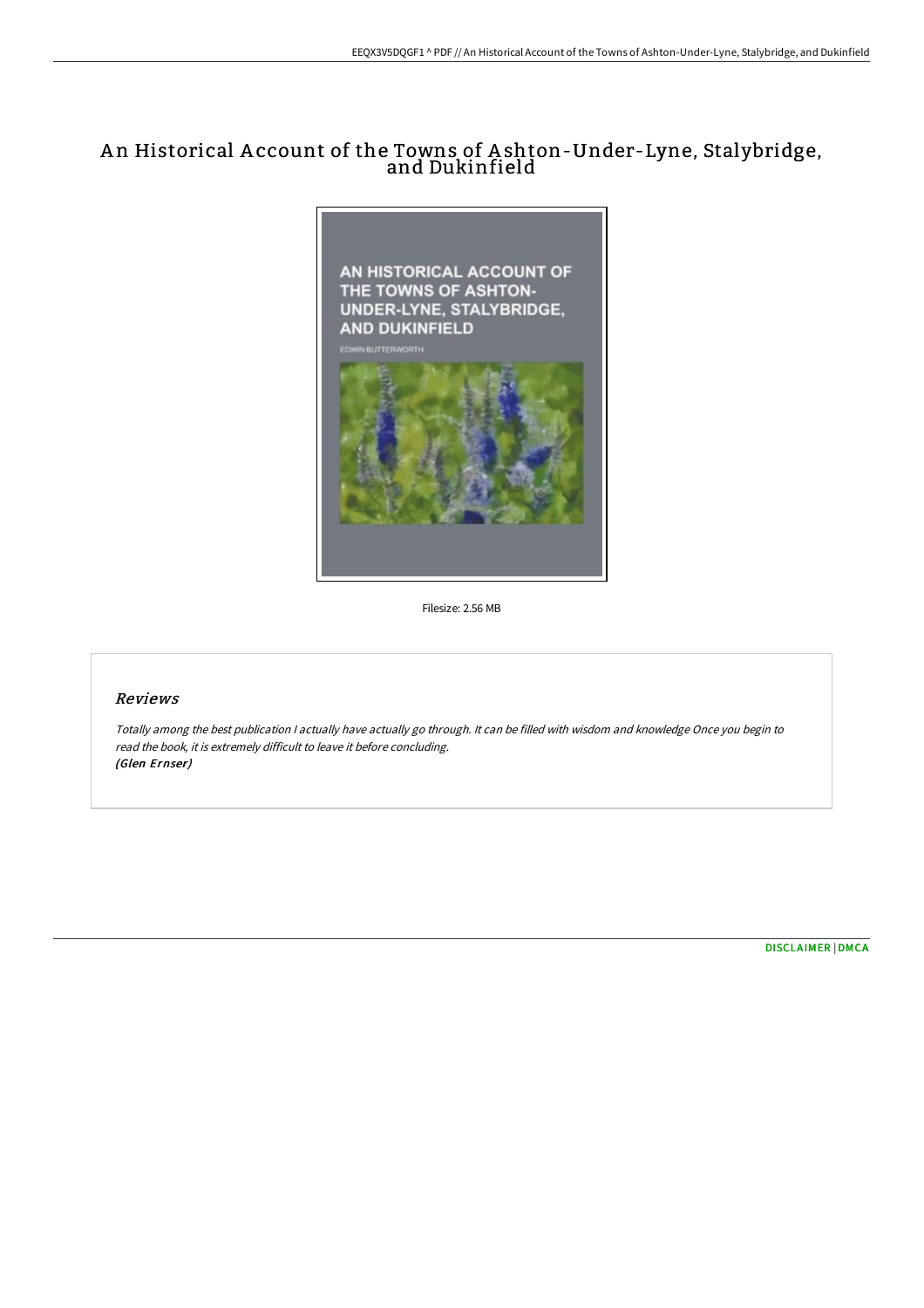# An Historical Account of the Towns of Ashton-Under-Lyne, Stalybridge, and Dukinfield

Filesize: 2.56 MB

## Reviews

*Totally among the best publication I actually have actually go through. It can be filled with wisdom and knowledge Once you begin to read the book, it is extremely difficult to leave it before concluding.*
*(Glen Ernser)*

DISCLAIMER | DMCA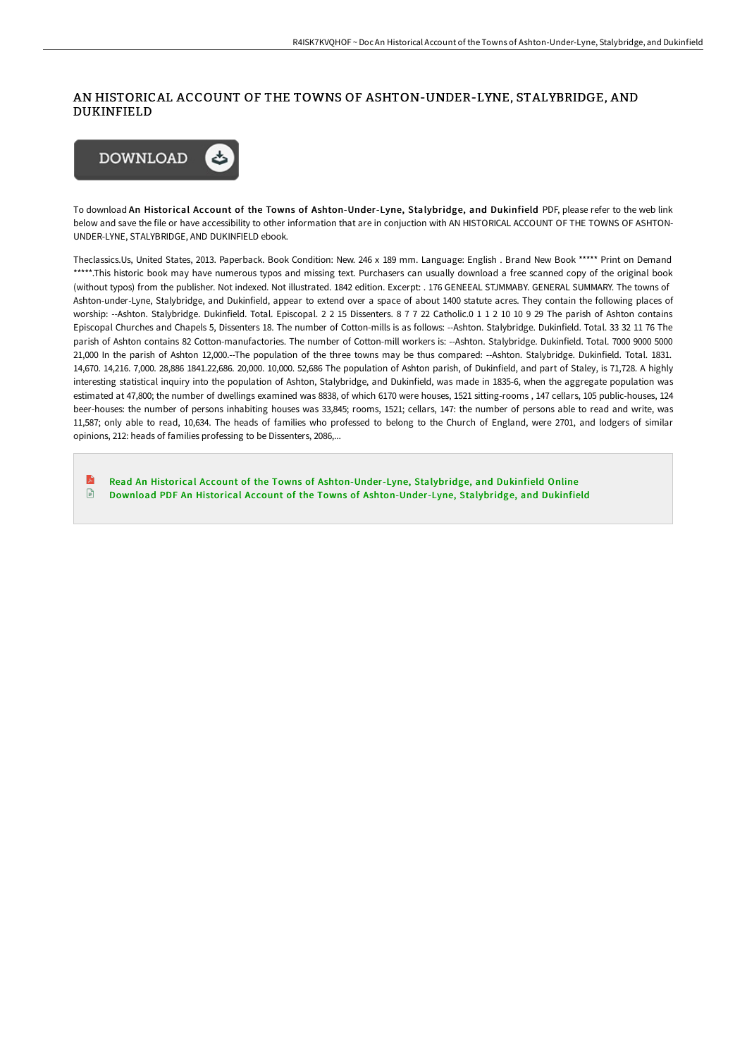# AN HISTORICAL ACCOUNT OF THE TOWNS OF ASHTON-UNDER-LYNE, STALYBRIDGE, AND DUKINFIELD

To download **An Historical Account of the Towns of Ashton-Under-Lyne, Stalybridge, and Dukinfield** PDF, please refer to the web link below and save the file or have accessibility to other information that are in conjuction with AN HISTORICAL ACCOUNT OF THE TOWNS OF ASHTON-UNDER-LYNE, STALYBRIDGE, AND DUKINFIELD ebook.

Theclassics.Us, United States, 2013. Paperback. Book Condition: New. 246 x 189 mm. Language: English . Brand New Book ***** Print on Demand *****.This historic book may have numerous typos and missing text. Purchasers can usually download a free scanned copy of the original book (without typos) from the publisher. Not indexed. Not illustrated. 1842 edition. Excerpt: . 176 GENEEAL STJMMABY. GENERAL SUMMARY. The towns of Ashton-under-Lyne, Stalybridge, and Dukinfield, appear to extend over a space of about 1400 statute acres. They contain the following places of worship: --Ashton. Stalybridge. Dukinfield. Total. Episcopal. 2 2 15 Dissenters. 8 7 7 22 Catholic.0 1 1 2 10 10 9 29 The parish of Ashton contains Episcopal Churches and Chapels 5, Dissenters 18. The number of Cotton-mills is as follows: --Ashton. Stalybridge. Dukinfield. Total. 33 32 11 76 The parish of Ashton contains 82 Cotton-manufactories. The number of Cotton-mill workers is: --Ashton. Stalybridge. Dukinfield. Total. 7000 9000 5000 21,000 In the parish of Ashton 12,000.--The population of the three towns may be thus compared: --Ashton. Stalybridge. Dukinfield. Total. 1831. 14,670. 14,216. 7,000. 28,886 1841.22,686. 20,000. 10,000. 52,686 The population of Ashton parish, of Dukinfield, and part of Staley, is 71,728. A highly interesting statistical inquiry into the population of Ashton, Stalybridge, and Dukinfield, was made in 1835-6, when the aggregate population was estimated at 47,800; the number of dwellings examined was 8838, of which 6170 were houses, 1521 sitting-rooms , 147 cellars, 105 public-houses, 124 beer-houses: the number of persons inhabiting houses was 33,845; rooms, 1521; cellars, 147: the number of persons able to read and write, was 11,587; only able to read, 10,634. The heads of families who professed to belong to the Church of England, were 2701, and lodgers of similar opinions, 212: heads of families professing to be Dissenters, 2086,...

Read An Historical Account of the Towns of Ashton-Under-Lyne, Stalybridge, and Dukinfield Online

Download PDF An Historical Account of the Towns of Ashton-Under-Lyne, Stalybridge, and Dukinfield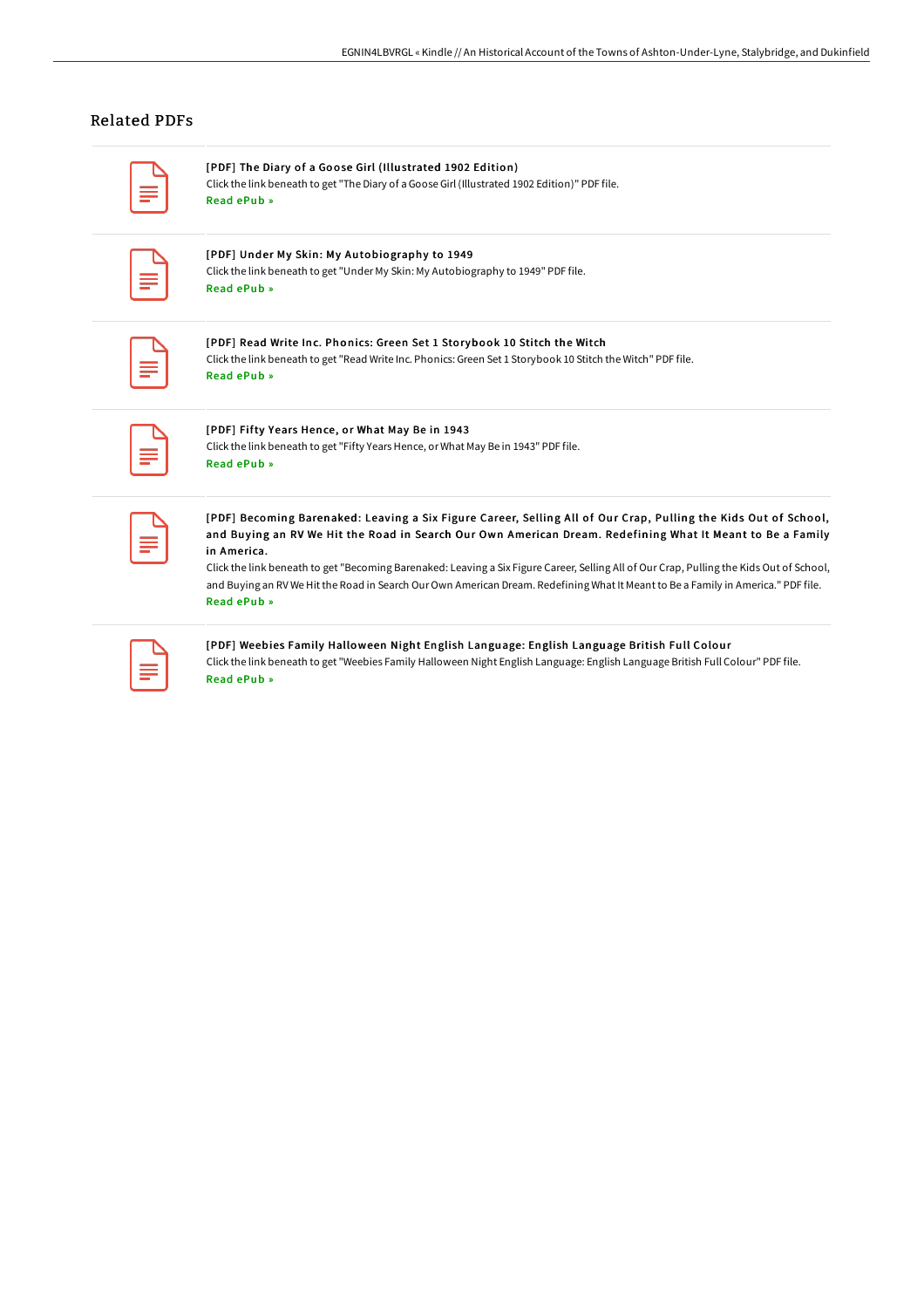## Related PDFs

**[PDF] The Diary of a Goose Girl (Illustrated 1902 Edition)**
Click the link beneath to get "The Diary of a Goose Girl (Illustrated 1902 Edition)" PDF file.
Read ePub »

**[PDF] Under My Skin: My Autobiography to 1949**
Click the link beneath to get "Under My Skin: My Autobiography to 1949" PDF file.
Read ePub »

**[PDF] Read Write Inc. Phonics: Green Set 1 Storybook 10 Stitch the Witch**
Click the link beneath to get "Read Write Inc. Phonics: Green Set 1 Storybook 10 Stitch the Witch" PDF file.
Read ePub »

**[PDF] Fifty Years Hence, or What May Be in 1943**
Click the link beneath to get "Fifty Years Hence, or What May Be in 1943" PDF file.
Read ePub »

**[PDF] Becoming Barenaked: Leaving a Six Figure Career, Selling All of Our Crap, Pulling the Kids Out of School, and Buying an RV We Hit the Road in Search Our Own American Dream. Redefining What It Meant to Be a Family in America.**
Click the link beneath to get "Becoming Barenaked: Leaving a Six Figure Career, Selling All of Our Crap, Pulling the Kids Out of School, and Buying an RV We Hit the Road in Search Our Own American Dream. Redefining What It Meant to Be a Family in America." PDF file.
Read ePub »

**[PDF] Weebies Family Halloween Night English Language: English Language British Full Colour**
Click the link beneath to get "Weebies Family Halloween Night English Language: English Language British Full Colour" PDF file.
Read ePub »